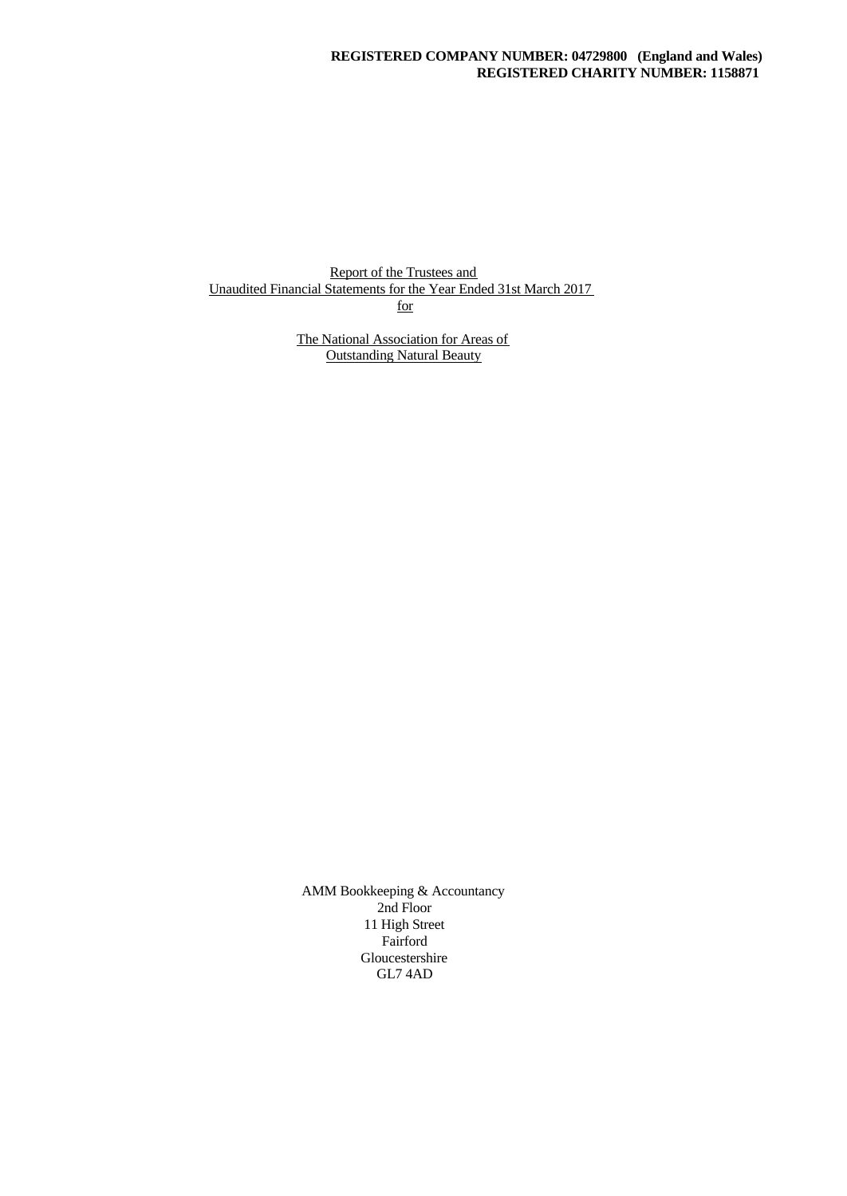**REGISTERED COMPANY NUMBER: 04729800 (England and Wales)**
**REGISTERED CHARITY NUMBER: 1158871**

Report of the Trustees and
Unaudited Financial Statements for the Year Ended 31st March 2017
for

The National Association for Areas of
Outstanding Natural Beauty

AMM Bookkeeping & Accountancy
2nd Floor
11 High Street
Fairford
Gloucestershire
GL7 4AD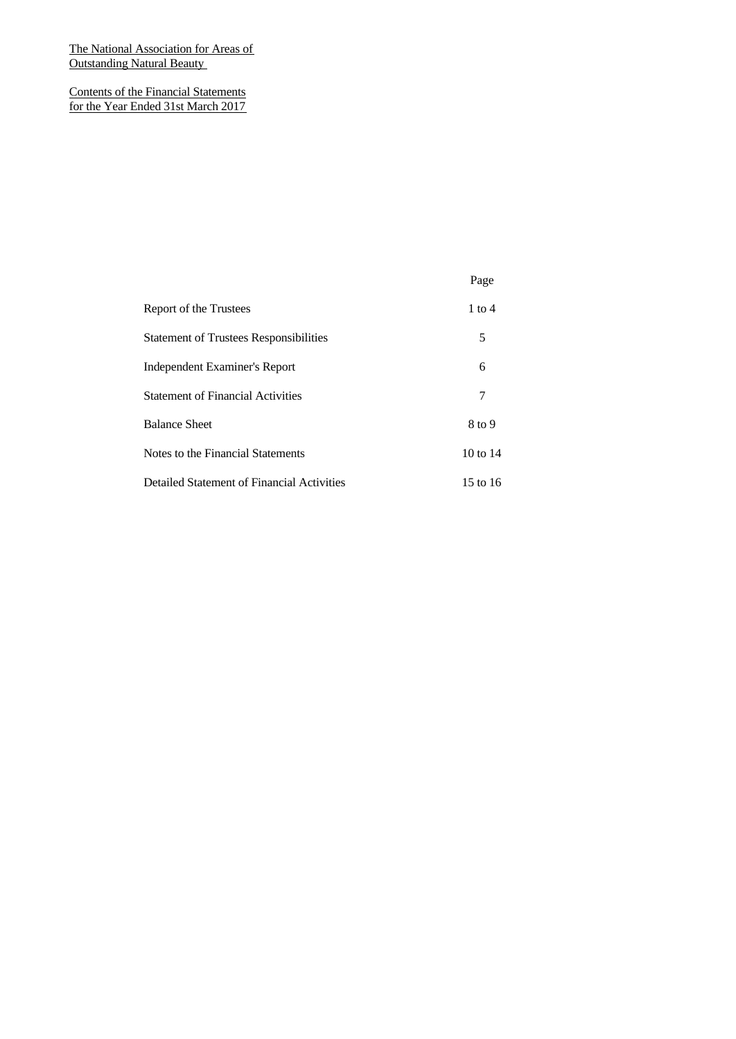The National Association for Areas of Outstanding Natural Beauty

Contents of the Financial Statements for the Year Ended 31st March 2017

| | Page |
|---|---|
| Report of the Trustees | 1 to 4 |
| Statement of Trustees Responsibilities | 5 |
| Independent Examiner's Report | 6 |
| Statement of Financial Activities | 7 |
| Balance Sheet | 8 to 9 |
| Notes to the Financial Statements | 10 to 14 |
| Detailed Statement of Financial Activities | 15 to 16 |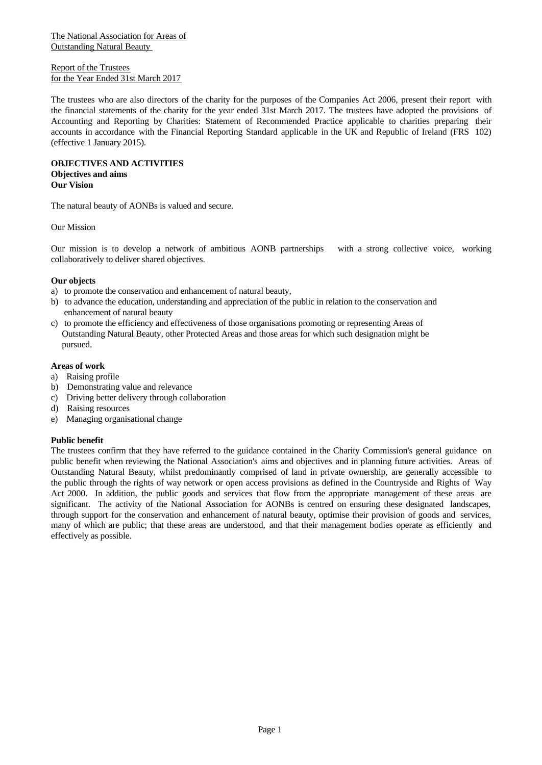The National Association for Areas of Outstanding Natural Beauty

Report of the Trustees
for the Year Ended 31st March 2017

The trustees who are also directors of the charity for the purposes of the Companies Act 2006, present their report with the financial statements of the charity for the year ended 31st March 2017. The trustees have adopted the provisions of Accounting and Reporting by Charities: Statement of Recommended Practice applicable to charities preparing their accounts in accordance with the Financial Reporting Standard applicable in the UK and Republic of Ireland (FRS 102) (effective 1 January 2015).

**OBJECTIVES AND ACTIVITIES**
**Objectives and aims**
**Our Vision**

The natural beauty of AONBs is valued and secure.

Our Mission

Our mission is to develop a network of ambitious AONB partnerships with a strong collective voice, working collaboratively to deliver shared objectives.

**Our objects**

a) to promote the conservation and enhancement of natural beauty,
b) to advance the education, understanding and appreciation of the public in relation to the conservation and enhancement of natural beauty
c) to promote the efficiency and effectiveness of those organisations promoting or representing Areas of Outstanding Natural Beauty, other Protected Areas and those areas for which such designation might be pursued.

**Areas of work**

a) Raising profile
b) Demonstrating value and relevance
c) Driving better delivery through collaboration
d) Raising resources
e) Managing organisational change

**Public benefit**
The trustees confirm that they have referred to the guidance contained in the Charity Commission's general guidance on public benefit when reviewing the National Association's aims and objectives and in planning future activities. Areas of Outstanding Natural Beauty, whilst predominantly comprised of land in private ownership, are generally accessible to the public through the rights of way network or open access provisions as defined in the Countryside and Rights of Way Act 2000. In addition, the public goods and services that flow from the appropriate management of these areas are significant. The activity of the National Association for AONBs is centred on ensuring these designated landscapes, through support for the conservation and enhancement of natural beauty, optimise their provision of goods and services, many of which are public; that these areas are understood, and that their management bodies operate as efficiently and effectively as possible.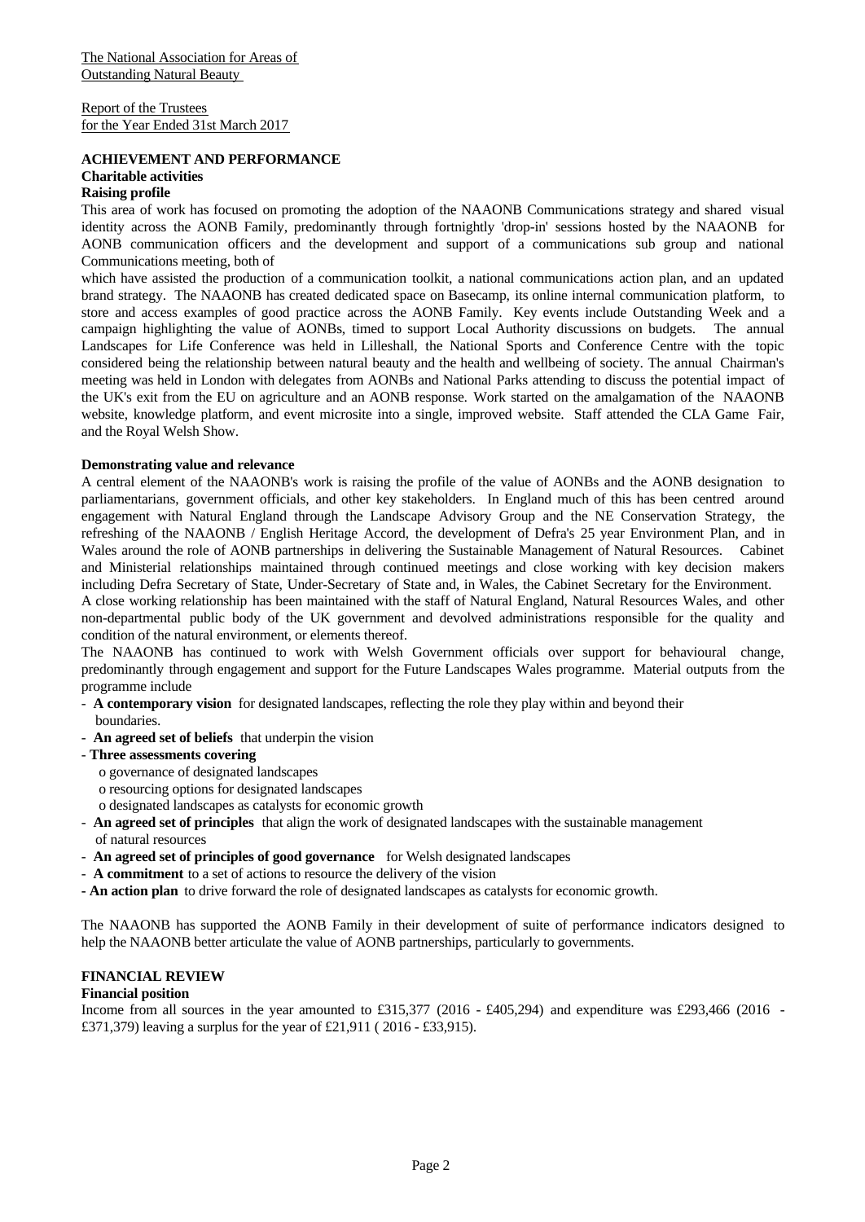The National Association for Areas of Outstanding Natural Beauty

Report of the Trustees
for the Year Ended 31st March 2017

## ACHIEVEMENT AND PERFORMANCE

### Charitable activities

**Raising profile**

This area of work has focused on promoting the adoption of the NAAONB Communications strategy and shared visual identity across the AONB Family, predominantly through fortnightly 'drop-in' sessions hosted by the NAAONB for AONB communication officers and the development and support of a communications sub group and national Communications meeting, both of which have assisted the production of a communication toolkit, a national communications action plan, and an updated brand strategy. The NAAONB has created dedicated space on Basecamp, its online internal communication platform, to store and access examples of good practice across the AONB Family. Key events include Outstanding Week and a campaign highlighting the value of AONBs, timed to support Local Authority discussions on budgets. The annual Landscapes for Life Conference was held in Lilleshall, the National Sports and Conference Centre with the topic considered being the relationship between natural beauty and the health and wellbeing of society. The annual Chairman's meeting was held in London with delegates from AONBs and National Parks attending to discuss the potential impact of the UK's exit from the EU on agriculture and an AONB response. Work started on the amalgamation of the NAAONB website, knowledge platform, and event microsite into a single, improved website. Staff attended the CLA Game Fair, and the Royal Welsh Show.

**Demonstrating value and relevance**

A central element of the NAAONB's work is raising the profile of the value of AONBs and the AONB designation to parliamentarians, government officials, and other key stakeholders. In England much of this has been centred around engagement with Natural England through the Landscape Advisory Group and the NE Conservation Strategy, the refreshing of the NAAONB / English Heritage Accord, the development of Defra's 25 year Environment Plan, and in Wales around the role of AONB partnerships in delivering the Sustainable Management of Natural Resources. Cabinet and Ministerial relationships maintained through continued meetings and close working with key decision makers including Defra Secretary of State, Under-Secretary of State and, in Wales, the Cabinet Secretary for the Environment.

A close working relationship has been maintained with the staff of Natural England, Natural Resources Wales, and other non-departmental public body of the UK government and devolved administrations responsible for the quality and condition of the natural environment, or elements thereof.

The NAAONB has continued to work with Welsh Government officials over support for behavioural change, predominantly through engagement and support for the Future Landscapes Wales programme. Material outputs from the programme include

- **A contemporary vision** for designated landscapes, reflecting the role they play within and beyond their boundaries.
- **An agreed set of beliefs** that underpin the vision
- **Three assessments covering**
  - o governance of designated landscapes
  - o resourcing options for designated landscapes
  - o designated landscapes as catalysts for economic growth
- **An agreed set of principles** that align the work of designated landscapes with the sustainable management of natural resources
- **An agreed set of principles of good governance** for Welsh designated landscapes
- **A commitment** to a set of actions to resource the delivery of the vision
- **An action plan** to drive forward the role of designated landscapes as catalysts for economic growth.

The NAAONB has supported the AONB Family in their development of suite of performance indicators designed to help the NAAONB better articulate the value of AONB partnerships, particularly to governments.

## FINANCIAL REVIEW

### Financial position

Income from all sources in the year amounted to £315,377 (2016 - £405,294) and expenditure was £293,466 (2016 - £371,379) leaving a surplus for the year of £21,911 ( 2016 - £33,915).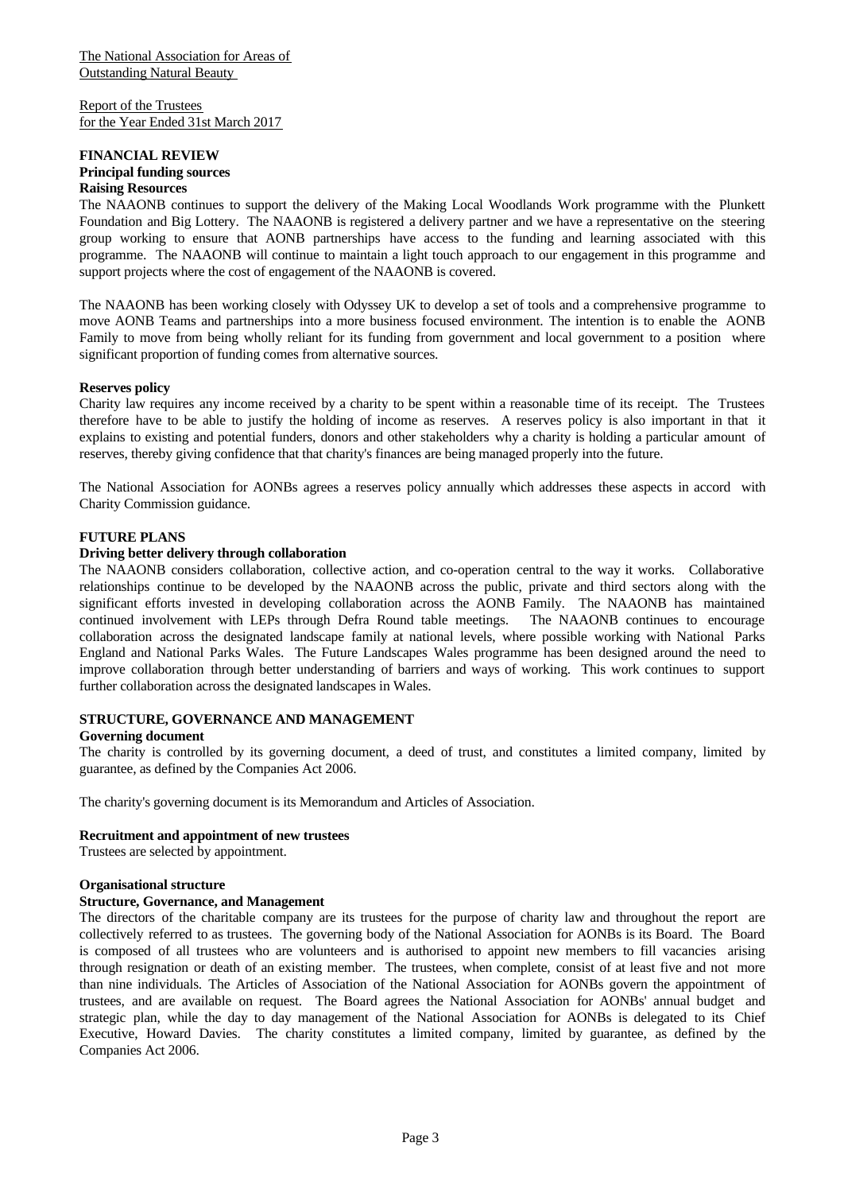The National Association for Areas of Outstanding Natural Beauty

Report of the Trustees for the Year Ended 31st March 2017

## FINANCIAL REVIEW

### Principal funding sources

### Raising Resources

The NAAONB continues to support the delivery of the Making Local Woodlands Work programme with the Plunkett Foundation and Big Lottery. The NAAONB is registered a delivery partner and we have a representative on the steering group working to ensure that AONB partnerships have access to the funding and learning associated with this programme. The NAAONB will continue to maintain a light touch approach to our engagement in this programme and support projects where the cost of engagement of the NAAONB is covered.

The NAAONB has been working closely with Odyssey UK to develop a set of tools and a comprehensive programme to move AONB Teams and partnerships into a more business focused environment. The intention is to enable the AONB Family to move from being wholly reliant for its funding from government and local government to a position where significant proportion of funding comes from alternative sources.

### Reserves policy

Charity law requires any income received by a charity to be spent within a reasonable time of its receipt. The Trustees therefore have to be able to justify the holding of income as reserves. A reserves policy is also important in that it explains to existing and potential funders, donors and other stakeholders why a charity is holding a particular amount of reserves, thereby giving confidence that that charity's finances are being managed properly into the future.

The National Association for AONBs agrees a reserves policy annually which addresses these aspects in accord with Charity Commission guidance.

## FUTURE PLANS

### Driving better delivery through collaboration

The NAAONB considers collaboration, collective action, and co-operation central to the way it works. Collaborative relationships continue to be developed by the NAAONB across the public, private and third sectors along with the significant efforts invested in developing collaboration across the AONB Family. The NAAONB has maintained continued involvement with LEPs through Defra Round table meetings. The NAAONB continues to encourage collaboration across the designated landscape family at national levels, where possible working with National Parks England and National Parks Wales. The Future Landscapes Wales programme has been designed around the need to improve collaboration through better understanding of barriers and ways of working. This work continues to support further collaboration across the designated landscapes in Wales.

## STRUCTURE, GOVERNANCE AND MANAGEMENT

### Governing document

The charity is controlled by its governing document, a deed of trust, and constitutes a limited company, limited by guarantee, as defined by the Companies Act 2006.

The charity's governing document is its Memorandum and Articles of Association.

### Recruitment and appointment of new trustees

Trustees are selected by appointment.

### Organisational structure

### Structure, Governance, and Management

The directors of the charitable company are its trustees for the purpose of charity law and throughout the report are collectively referred to as trustees. The governing body of the National Association for AONBs is its Board. The Board is composed of all trustees who are volunteers and is authorised to appoint new members to fill vacancies arising through resignation or death of an existing member. The trustees, when complete, consist of at least five and not more than nine individuals. The Articles of Association of the National Association for AONBs govern the appointment of trustees, and are available on request. The Board agrees the National Association for AONBs' annual budget and strategic plan, while the day to day management of the National Association for AONBs is delegated to its Chief Executive, Howard Davies. The charity constitutes a limited company, limited by guarantee, as defined by the Companies Act 2006.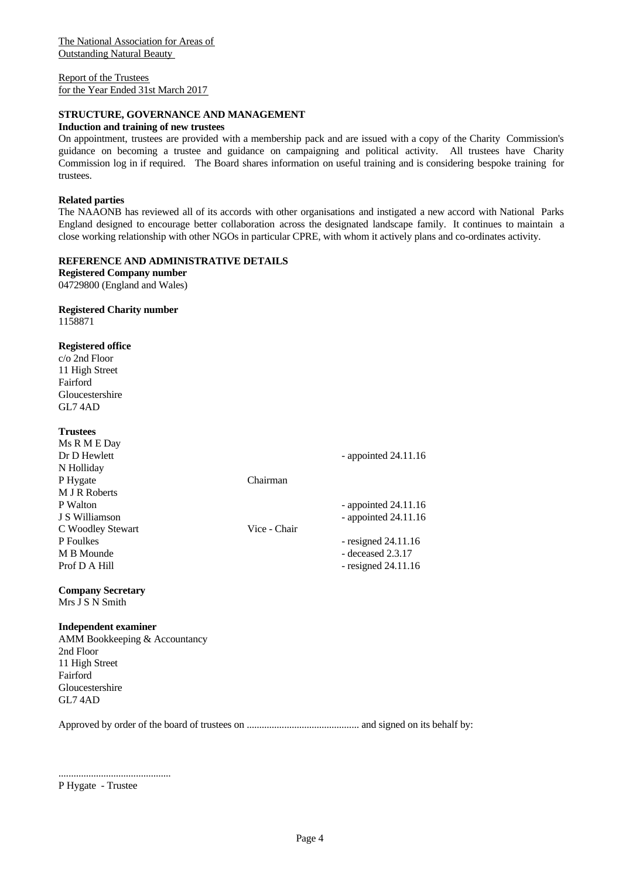The National Association for Areas of Outstanding Natural Beauty

Report of the Trustees
for the Year Ended 31st March 2017

## STRUCTURE, GOVERNANCE AND MANAGEMENT

### Induction and training of new trustees

On appointment, trustees are provided with a membership pack and are issued with a copy of the Charity Commission's guidance on becoming a trustee and guidance on campaigning and political activity. All trustees have Charity Commission log in if required. The Board shares information on useful training and is considering bespoke training for trustees.

### Related parties

The NAAONB has reviewed all of its accords with other organisations and instigated a new accord with National Parks England designed to encourage better collaboration across the designated landscape family. It continues to maintain a close working relationship with other NGOs in particular CPRE, with whom it actively plans and co-ordinates activity.

## REFERENCE AND ADMINISTRATIVE DETAILS

**Registered Company number**
04729800 (England and Wales)

**Registered Charity number**
1158871

**Registered office**
c/o 2nd Floor
11 High Street
Fairford
Gloucestershire
GL7 4AD

**Trustees**

| | | |
|---|---|---|
| Ms R M E Day | | |
| Dr D Hewlett | | - appointed 24.11.16 |
| N Holliday | | |
| P Hygate | Chairman | |
| M J R Roberts | | |
| P Walton | | - appointed 24.11.16 |
| J S Williamson | | - appointed 24.11.16 |
| C Woodley Stewart | Vice - Chair | |
| P Foulkes | | - resigned 24.11.16 |
| M B Mounde | | - deceased 2.3.17 |
| Prof D A Hill | | - resigned 24.11.16 |

**Company Secretary**
Mrs J S N Smith

**Independent examiner**
AMM Bookkeeping & Accountancy
2nd Floor
11 High Street
Fairford
Gloucestershire
GL7 4AD

Approved by order of the board of trustees on ............................................. and signed on its behalf by:

.............................................
P Hygate - Trustee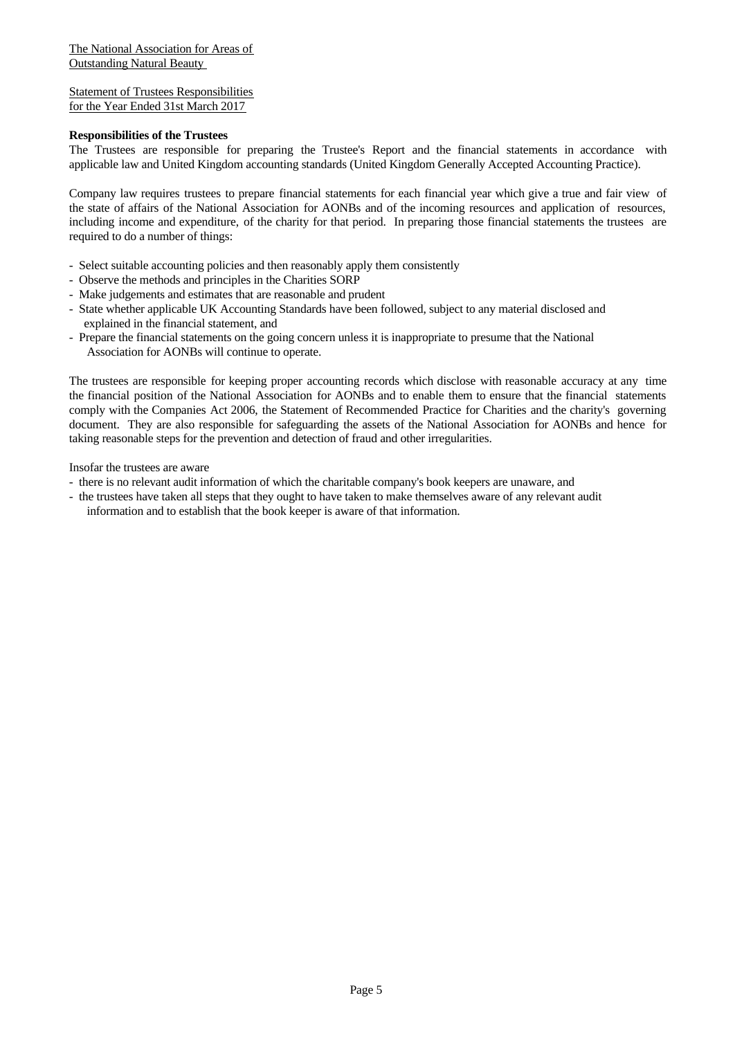The National Association for Areas of Outstanding Natural Beauty

Statement of Trustees Responsibilities for the Year Ended 31st March 2017

**Responsibilities of the Trustees**

The Trustees are responsible for preparing the Trustee's Report and the financial statements in accordance with applicable law and United Kingdom accounting standards (United Kingdom Generally Accepted Accounting Practice).

Company law requires trustees to prepare financial statements for each financial year which give a true and fair view of the state of affairs of the National Association for AONBs and of the incoming resources and application of resources, including income and expenditure, of the charity for that period. In preparing those financial statements the trustees are required to do a number of things:

- Select suitable accounting policies and then reasonably apply them consistently
- Observe the methods and principles in the Charities SORP
- Make judgements and estimates that are reasonable and prudent
- State whether applicable UK Accounting Standards have been followed, subject to any material disclosed and explained in the financial statement, and
- Prepare the financial statements on the going concern unless it is inappropriate to presume that the National Association for AONBs will continue to operate.

The trustees are responsible for keeping proper accounting records which disclose with reasonable accuracy at any time the financial position of the National Association for AONBs and to enable them to ensure that the financial statements comply with the Companies Act 2006, the Statement of Recommended Practice for Charities and the charity's governing document. They are also responsible for safeguarding the assets of the National Association for AONBs and hence for taking reasonable steps for the prevention and detection of fraud and other irregularities.

Insofar the trustees are aware

- there is no relevant audit information of which the charitable company's book keepers are unaware, and
- the trustees have taken all steps that they ought to have taken to make themselves aware of any relevant audit information and to establish that the book keeper is aware of that information.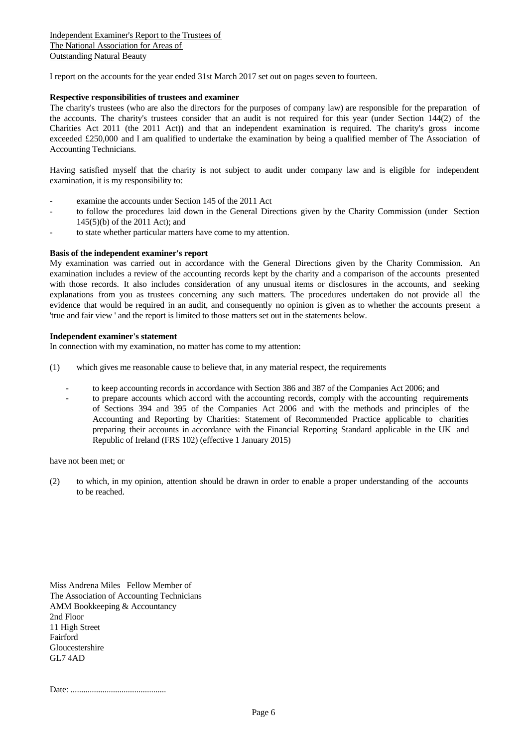Independent Examiner's Report to the Trustees of
The National Association for Areas of
Outstanding Natural Beauty

I report on the accounts for the year ended 31st March 2017 set out on pages seven to fourteen.

**Respective responsibilities of trustees and examiner**

The charity's trustees (who are also the directors for the purposes of company law) are responsible for the preparation of the accounts. The charity's trustees consider that an audit is not required for this year (under Section 144(2) of the Charities Act 2011 (the 2011 Act)) and that an independent examination is required. The charity's gross income exceeded £250,000 and I am qualified to undertake the examination by being a qualified member of The Association of Accounting Technicians.

Having satisfied myself that the charity is not subject to audit under company law and is eligible for independent examination, it is my responsibility to:

- examine the accounts under Section 145 of the 2011 Act
- to follow the procedures laid down in the General Directions given by the Charity Commission (under Section 145(5)(b) of the 2011 Act); and
- to state whether particular matters have come to my attention.

**Basis of the independent examiner's report**

My examination was carried out in accordance with the General Directions given by the Charity Commission. An examination includes a review of the accounting records kept by the charity and a comparison of the accounts presented with those records. It also includes consideration of any unusual items or disclosures in the accounts, and seeking explanations from you as trustees concerning any such matters. The procedures undertaken do not provide all the evidence that would be required in an audit, and consequently no opinion is given as to whether the accounts present a 'true and fair view ' and the report is limited to those matters set out in the statements below.

**Independent examiner's statement**

In connection with my examination, no matter has come to my attention:

(1) which gives me reasonable cause to believe that, in any material respect, the requirements

- to keep accounting records in accordance with Section 386 and 387 of the Companies Act 2006; and
- to prepare accounts which accord with the accounting records, comply with the accounting requirements of Sections 394 and 395 of the Companies Act 2006 and with the methods and principles of the Accounting and Reporting by Charities: Statement of Recommended Practice applicable to charities preparing their accounts in accordance with the Financial Reporting Standard applicable in the UK and Republic of Ireland (FRS 102) (effective 1 January 2015)

have not been met; or

(2) to which, in my opinion, attention should be drawn in order to enable a proper understanding of the accounts to be reached.

Miss Andrena Miles Fellow Member of
The Association of Accounting Technicians
AMM Bookkeeping & Accountancy
2nd Floor
11 High Street
Fairford
Gloucestershire
GL7 4AD

Date: .............................................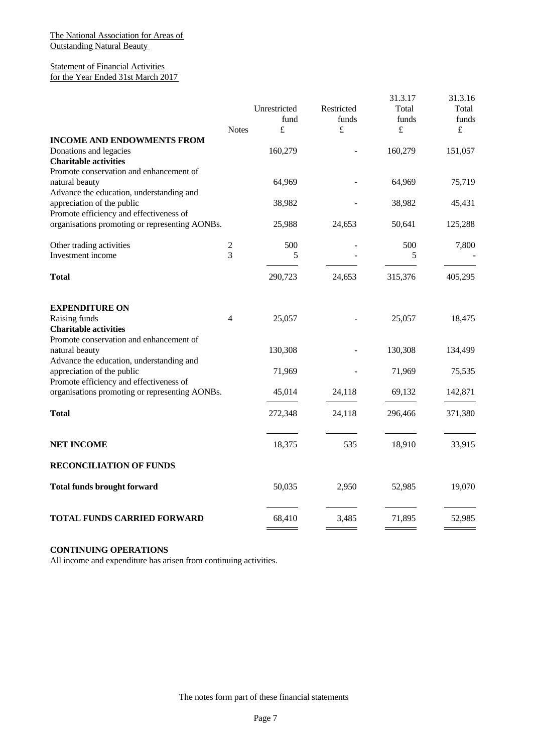The National Association for Areas of Outstanding Natural Beauty

Statement of Financial Activities
for the Year Ended 31st March 2017

| | Notes | Unrestricted fund £ | Restricted funds £ | 31.3.17 Total funds £ | 31.3.16 Total funds £ |
|---|---|---|---|---|---|
| **INCOME AND ENDOWMENTS FROM** | | | | | |
| Donations and legacies | | 160,279 | - | 160,279 | 151,057 |
| **Charitable activities** | | | | | |
| Promote conservation and enhancement of natural beauty | | 64,969 | - | 64,969 | 75,719 |
| Advance the education, understanding and appreciation of the public | | 38,982 | - | 38,982 | 45,431 |
| Promote efficiency and effectiveness of organisations promoting or representing AONBs. | | 25,988 | 24,653 | 50,641 | 125,288 |
| Other trading activities | 2 | 500 | - | 500 | 7,800 |
| Investment income | 3 | 5 | - | 5 | - |
| **Total** | | 290,723 | 24,653 | 315,376 | 405,295 |
| **EXPENDITURE ON** | | | | | |
| Raising funds | 4 | 25,057 | - | 25,057 | 18,475 |
| **Charitable activities** | | | | | |
| Promote conservation and enhancement of natural beauty | | 130,308 | - | 130,308 | 134,499 |
| Advance the education, understanding and appreciation of the public | | 71,969 | - | 71,969 | 75,535 |
| Promote efficiency and effectiveness of organisations promoting or representing AONBs. | | 45,014 | 24,118 | 69,132 | 142,871 |
| **Total** | | 272,348 | 24,118 | 296,466 | 371,380 |
| **NET INCOME** | | 18,375 | 535 | 18,910 | 33,915 |
| **RECONCILIATION OF FUNDS** | | | | | |
| **Total funds brought forward** | | 50,035 | 2,950 | 52,985 | 19,070 |
| **TOTAL FUNDS CARRIED FORWARD** | | 68,410 | 3,485 | 71,895 | 52,985 |

**CONTINUING OPERATIONS**

All income and expenditure has arisen from continuing activities.

The notes form part of these financial statements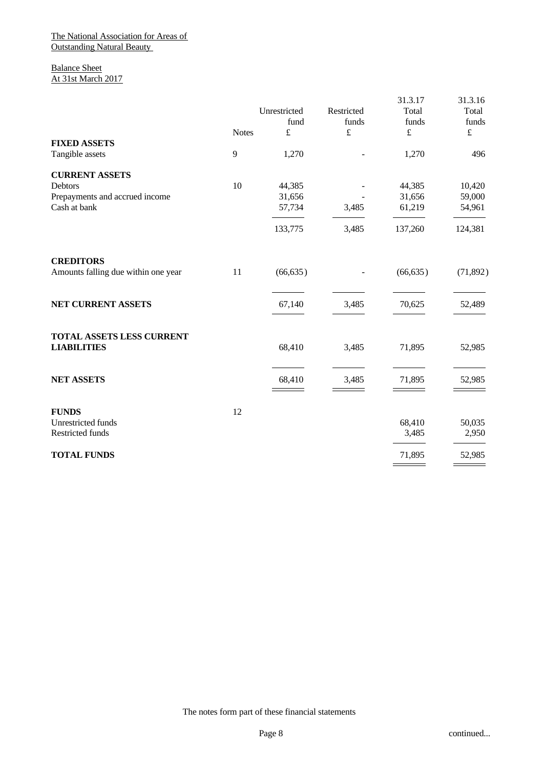The National Association for Areas of Outstanding Natural Beauty

Balance Sheet
At 31st March 2017

| | Notes | Unrestricted fund £ | Restricted funds £ | 31.3.17 Total funds £ | 31.3.16 Total funds £ |
|---|---|---|---|---|---|
| **FIXED ASSETS** | | | | | |
| Tangible assets | 9 | 1,270 | - | 1,270 | 496 |
| **CURRENT ASSETS** | | | | | |
| Debtors | 10 | 44,385 | - | 44,385 | 10,420 |
| Prepayments and accrued income | | 31,656 | - | 31,656 | 59,000 |
| Cash at bank | | 57,734 | 3,485 | 61,219 | 54,961 |
| | | 133,775 | 3,485 | 137,260 | 124,381 |
| **CREDITORS** | | | | | |
| Amounts falling due within one year | 11 | (66,635) | - | (66,635) | (71,892) |
| **NET CURRENT ASSETS** | | 67,140 | 3,485 | 70,625 | 52,489 |
| **TOTAL ASSETS LESS CURRENT LIABILITIES** | | 68,410 | 3,485 | 71,895 | 52,985 |
| **NET ASSETS** | | 68,410 | 3,485 | 71,895 | 52,985 |
| **FUNDS** | 12 | | | | |
| Unrestricted funds | | | | 68,410 | 50,035 |
| Restricted funds | | | | 3,485 | 2,950 |
| **TOTAL FUNDS** | | | | 71,895 | 52,985 |

The notes form part of these financial statements

continued...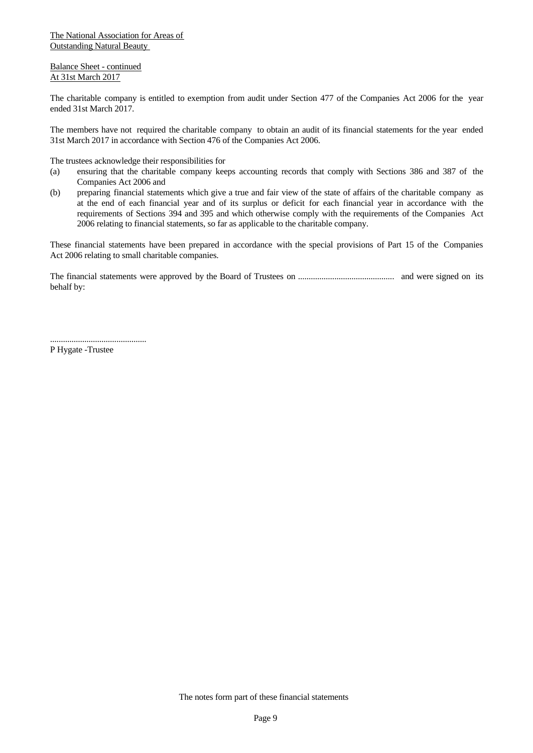The National Association for Areas of Outstanding Natural Beauty

Balance Sheet - continued
At 31st March 2017

The charitable company is entitled to exemption from audit under Section 477 of the Companies Act 2006 for the year ended 31st March 2017.

The members have not required the charitable company to obtain an audit of its financial statements for the year ended 31st March 2017 in accordance with Section 476 of the Companies Act 2006.

The trustees acknowledge their responsibilities for

(a) ensuring that the charitable company keeps accounting records that comply with Sections 386 and 387 of the Companies Act 2006 and

(b) preparing financial statements which give a true and fair view of the state of affairs of the charitable company as at the end of each financial year and of its surplus or deficit for each financial year in accordance with the requirements of Sections 394 and 395 and which otherwise comply with the requirements of the Companies Act 2006 relating to financial statements, so far as applicable to the charitable company.

These financial statements have been prepared in accordance with the special provisions of Part 15 of the Companies Act 2006 relating to small charitable companies.

The financial statements were approved by the Board of Trustees on ............................................. and were signed on its behalf by:

.............................................
P Hygate -Trustee

The notes form part of these financial statements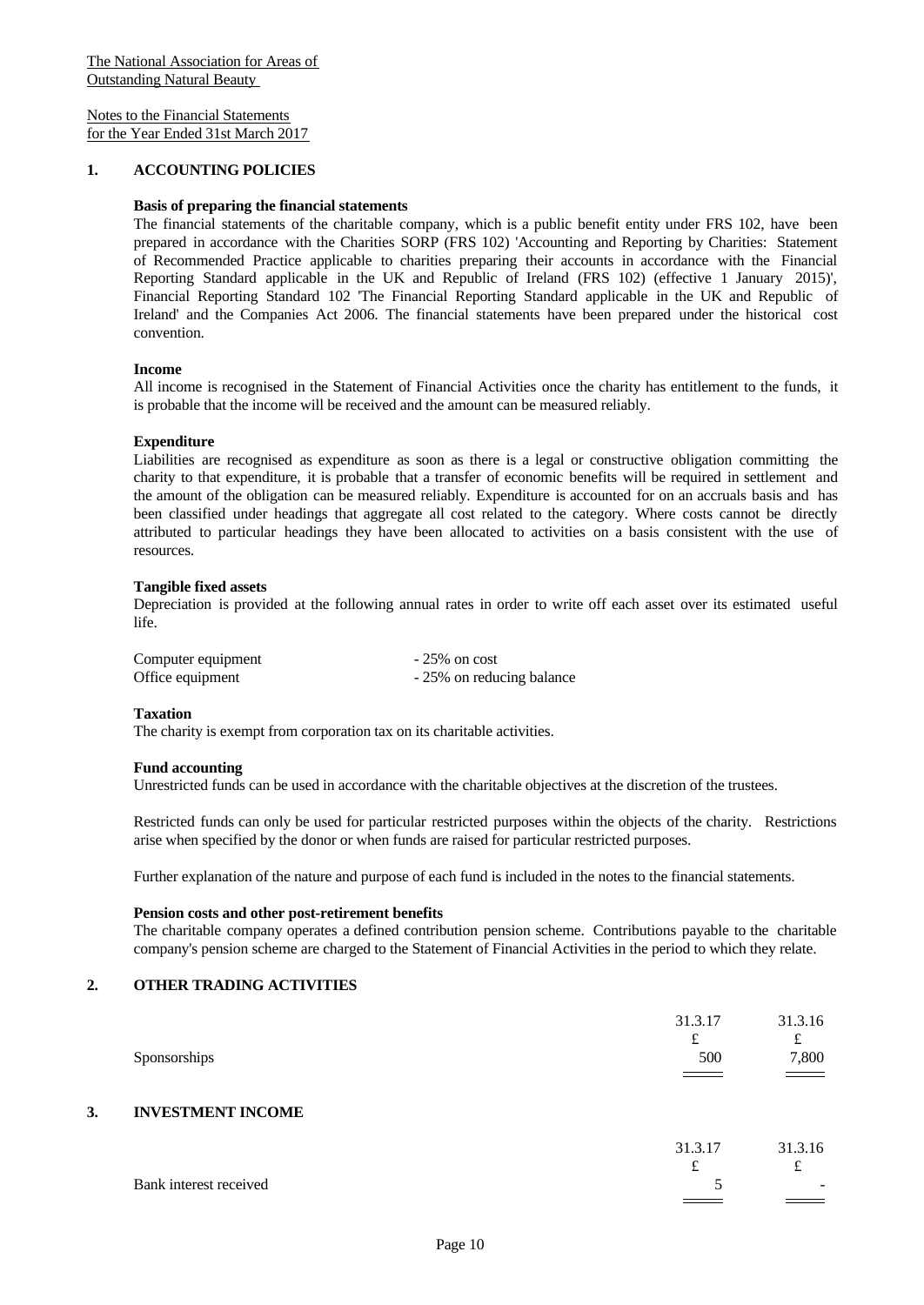The National Association for Areas of Outstanding Natural Beauty

Notes to the Financial Statements
for the Year Ended 31st March 2017

## 1. ACCOUNTING POLICIES

**Basis of preparing the financial statements**

The financial statements of the charitable company, which is a public benefit entity under FRS 102, have been prepared in accordance with the Charities SORP (FRS 102) 'Accounting and Reporting by Charities: Statement of Recommended Practice applicable to charities preparing their accounts in accordance with the Financial Reporting Standard applicable in the UK and Republic of Ireland (FRS 102) (effective 1 January 2015)', Financial Reporting Standard 102 'The Financial Reporting Standard applicable in the UK and Republic of Ireland' and the Companies Act 2006. The financial statements have been prepared under the historical cost convention.

**Income**

All income is recognised in the Statement of Financial Activities once the charity has entitlement to the funds, it is probable that the income will be received and the amount can be measured reliably.

**Expenditure**

Liabilities are recognised as expenditure as soon as there is a legal or constructive obligation committing the charity to that expenditure, it is probable that a transfer of economic benefits will be required in settlement and the amount of the obligation can be measured reliably. Expenditure is accounted for on an accruals basis and has been classified under headings that aggregate all cost related to the category. Where costs cannot be directly attributed to particular headings they have been allocated to activities on a basis consistent with the use of resources.

**Tangible fixed assets**

Depreciation is provided at the following annual rates in order to write off each asset over its estimated useful life.

| | |
|---|---|
| Computer equipment | - 25% on cost |
| Office equipment | - 25% on reducing balance |

**Taxation**

The charity is exempt from corporation tax on its charitable activities.

**Fund accounting**

Unrestricted funds can be used in accordance with the charitable objectives at the discretion of the trustees.

Restricted funds can only be used for particular restricted purposes within the objects of the charity. Restrictions arise when specified by the donor or when funds are raised for particular restricted purposes.

Further explanation of the nature and purpose of each fund is included in the notes to the financial statements.

**Pension costs and other post-retirement benefits**

The charitable company operates a defined contribution pension scheme. Contributions payable to the charitable company's pension scheme are charged to the Statement of Financial Activities in the period to which they relate.

## 2. OTHER TRADING ACTIVITIES

| | 31.3.17 | 31.3.16 |
|---|---|---|
| | £ | £ |
| Sponsorships | 500 | 7,800 |

## 3. INVESTMENT INCOME

| | 31.3.17 | 31.3.16 |
|---|---|---|
| | £ | £ |
| Bank interest received | 5 | - |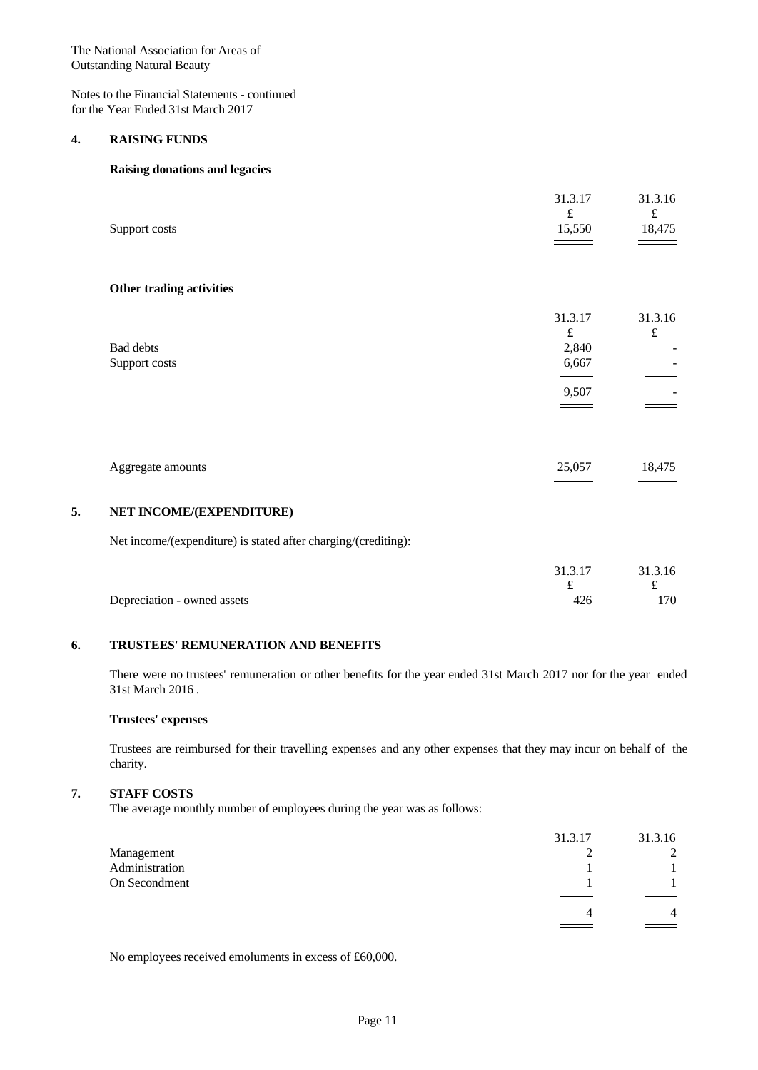The National Association for Areas of Outstanding Natural Beauty

Notes to the Financial Statements - continued
for the Year Ended 31st March 2017

## 4. RAISING FUNDS

### Raising donations and legacies

| | 31.3.17 | 31.3.16 |
|---|---|---|
| | £ | £ |
| Support costs | 15,550 | 18,475 |

### Other trading activities

| | 31.3.17 | 31.3.16 |
|---|---|---|
| | £ | £ |
| Bad debts | 2,840 | - |
| Support costs | 6,667 | - |
| | 9,507 | - |

| | 31.3.17 | 31.3.16 |
|---|---|---|
| Aggregate amounts | 25,057 | 18,475 |

## 5. NET INCOME/(EXPENDITURE)

Net income/(expenditure) is stated after charging/(crediting):

| | 31.3.17 | 31.3.16 |
|---|---|---|
| | £ | £ |
| Depreciation - owned assets | 426 | 170 |

## 6. TRUSTEES' REMUNERATION AND BENEFITS

There were no trustees' remuneration or other benefits for the year ended 31st March 2017 nor for the year ended 31st March 2016 .

### Trustees' expenses

Trustees are reimbursed for their travelling expenses and any other expenses that they may incur on behalf of the charity.

## 7. STAFF COSTS

The average monthly number of employees during the year was as follows:

| | 31.3.17 | 31.3.16 |
|---|---|---|
| Management | 2 | 2 |
| Administration | 1 | 1 |
| On Secondment | 1 | 1 |
| | 4 | 4 |

No employees received emoluments in excess of £60,000.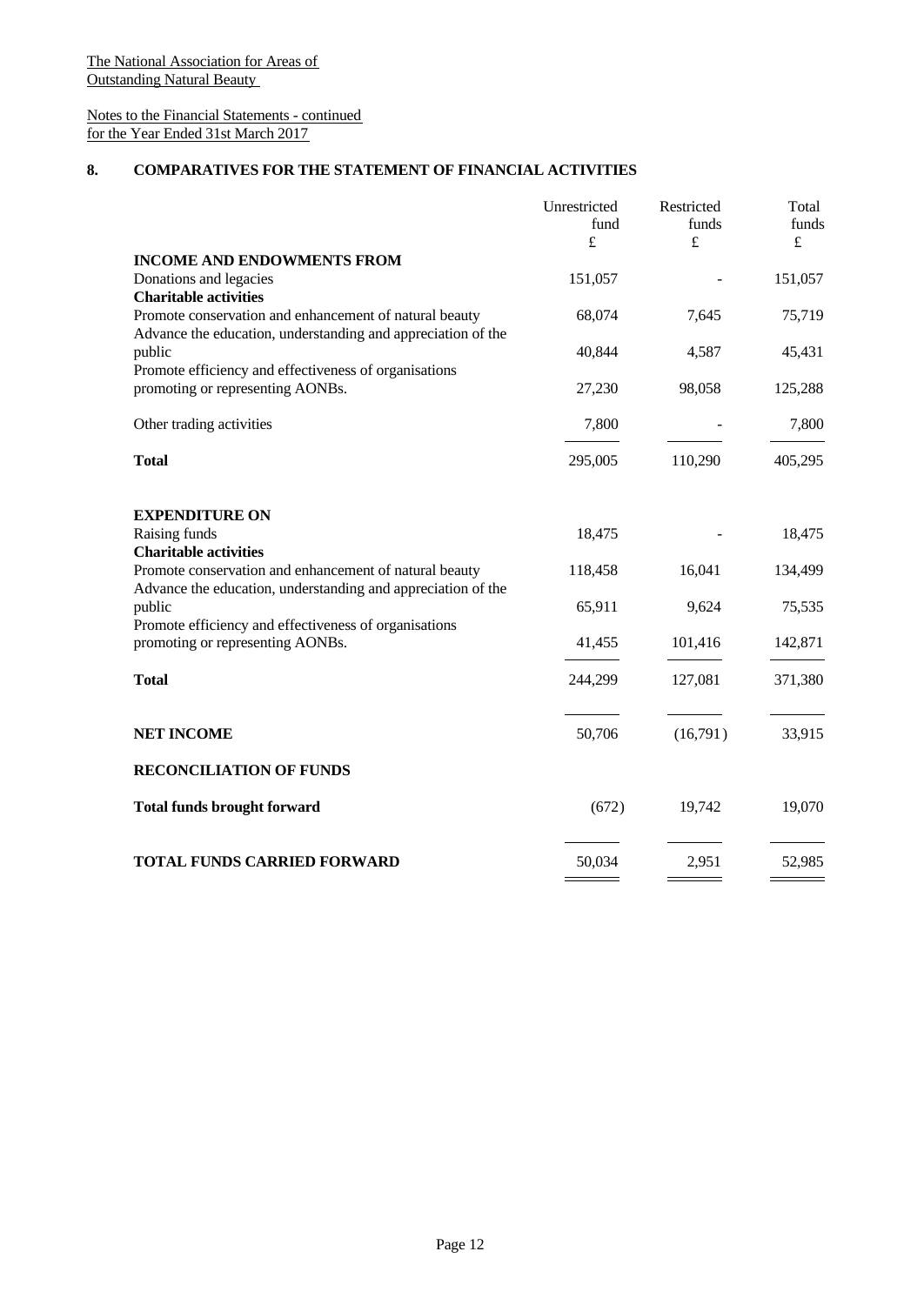The National Association for Areas of Outstanding Natural Beauty

Notes to the Financial Statements - continued
for the Year Ended 31st March 2017

## 8. COMPARATIVES FOR THE STATEMENT OF FINANCIAL ACTIVITIES

| | Unrestricted fund £ | Restricted funds £ | Total funds £ |
|---|---|---|---|
| **INCOME AND ENDOWMENTS FROM** | | | |
| Donations and legacies | 151,057 | - | 151,057 |
| **Charitable activities** | | | |
| Promote conservation and enhancement of natural beauty | 68,074 | 7,645 | 75,719 |
| Advance the education, understanding and appreciation of the public | 40,844 | 4,587 | 45,431 |
| Promote efficiency and effectiveness of organisations promoting or representing AONBs. | 27,230 | 98,058 | 125,288 |
| Other trading activities | 7,800 | - | 7,800 |
| **Total** | 295,005 | 110,290 | 405,295 |
| **EXPENDITURE ON** | | | |
| Raising funds | 18,475 | - | 18,475 |
| **Charitable activities** | | | |
| Promote conservation and enhancement of natural beauty | 118,458 | 16,041 | 134,499 |
| Advance the education, understanding and appreciation of the public | 65,911 | 9,624 | 75,535 |
| Promote efficiency and effectiveness of organisations promoting or representing AONBs. | 41,455 | 101,416 | 142,871 |
| **Total** | 244,299 | 127,081 | 371,380 |
| **NET INCOME** | 50,706 | (16,791) | 33,915 |
| **RECONCILIATION OF FUNDS** | | | |
| **Total funds brought forward** | (672) | 19,742 | 19,070 |
| **TOTAL FUNDS CARRIED FORWARD** | 50,034 | 2,951 | 52,985 |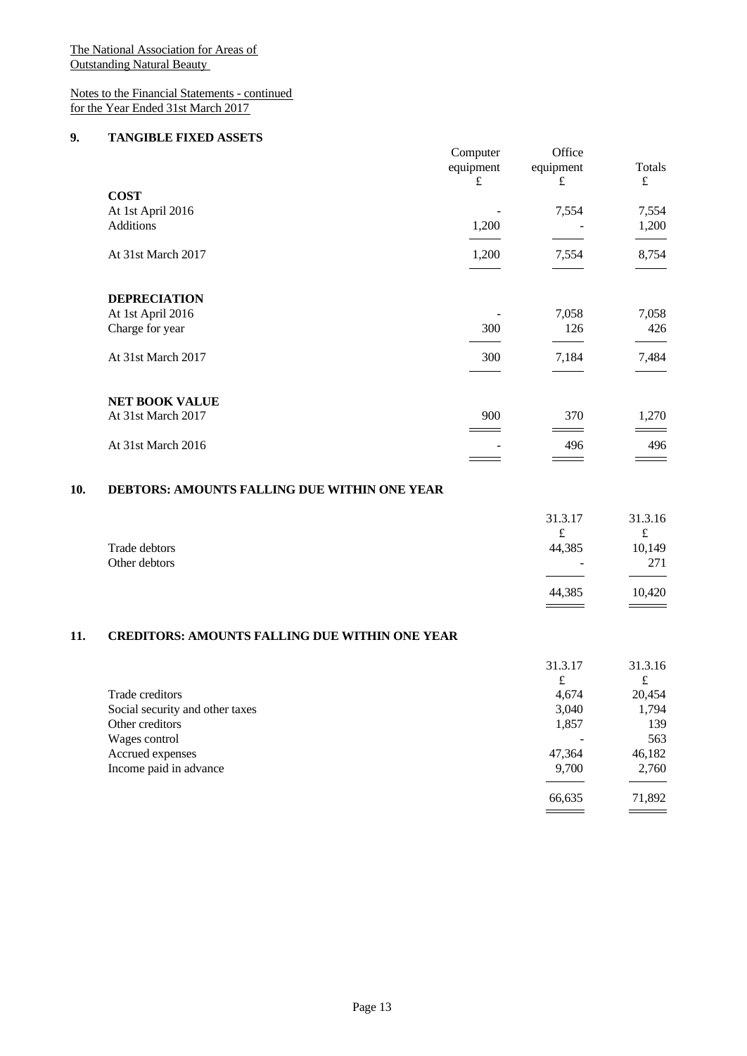The National Association for Areas of Outstanding Natural Beauty

Notes to the Financial Statements - continued
for the Year Ended 31st March 2017

## 9. TANGIBLE FIXED ASSETS

| | Computer equipment £ | Office equipment £ | Totals £ |
|---|---|---|---|
| **COST** | | | |
| At 1st April 2016 | - | 7,554 | 7,554 |
| Additions | 1,200 | - | 1,200 |
| At 31st March 2017 | 1,200 | 7,554 | 8,754 |
| **DEPRECIATION** | | | |
| At 1st April 2016 | - | 7,058 | 7,058 |
| Charge for year | 300 | 126 | 426 |
| At 31st March 2017 | 300 | 7,184 | 7,484 |
| **NET BOOK VALUE** | | | |
| At 31st March 2017 | 900 | 370 | 1,270 |
| At 31st March 2016 | - | 496 | 496 |

## 10. DEBTORS: AMOUNTS FALLING DUE WITHIN ONE YEAR

| | 31.3.17 £ | 31.3.16 £ |
|---|---|---|
| Trade debtors | 44,385 | 10,149 |
| Other debtors | - | 271 |
| | 44,385 | 10,420 |

## 11. CREDITORS: AMOUNTS FALLING DUE WITHIN ONE YEAR

| | 31.3.17 £ | 31.3.16 £ |
|---|---|---|
| Trade creditors | 4,674 | 20,454 |
| Social security and other taxes | 3,040 | 1,794 |
| Other creditors | 1,857 | 139 |
| Wages control | - | 563 |
| Accrued expenses | 47,364 | 46,182 |
| Income paid in advance | 9,700 | 2,760 |
| | 66,635 | 71,892 |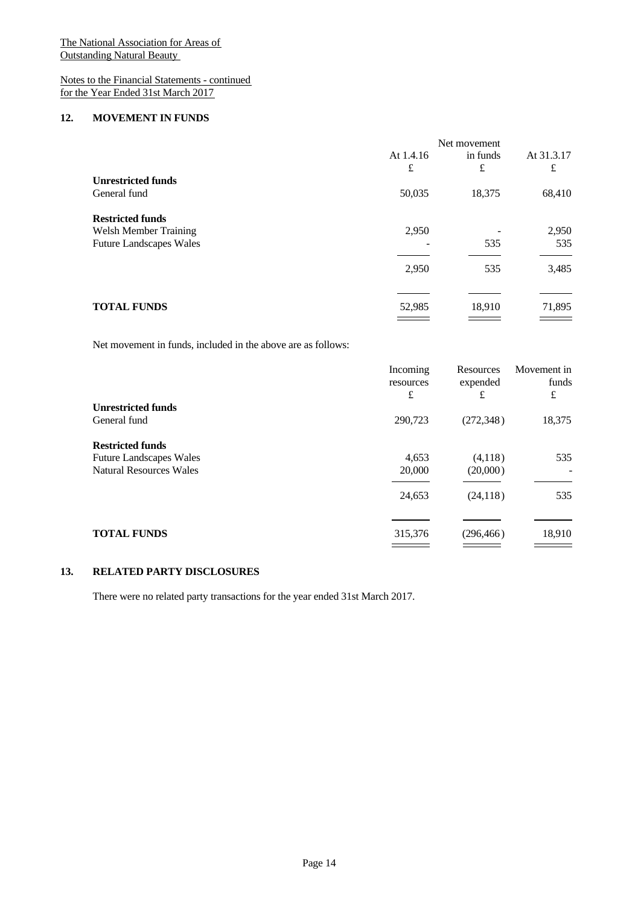The National Association for Areas of Outstanding Natural Beauty

Notes to the Financial Statements - continued
for the Year Ended 31st March 2017

## 12. MOVEMENT IN FUNDS

| | At 1.4.16 | Net movement in funds | At 31.3.17 |
|---|---|---|---|
| | £ | £ | £ |
| **Unrestricted funds** | | | |
| General fund | 50,035 | 18,375 | 68,410 |
| **Restricted funds** | | | |
| Welsh Member Training | 2,950 | - | 2,950 |
| Future Landscapes Wales | - | 535 | 535 |
| | 2,950 | 535 | 3,485 |
| **TOTAL FUNDS** | 52,985 | 18,910 | 71,895 |

Net movement in funds, included in the above are as follows:

| | Incoming resources | Resources expended | Movement in funds |
|---|---|---|---|
| | £ | £ | £ |
| **Unrestricted funds** | | | |
| General fund | 290,723 | (272,348) | 18,375 |
| **Restricted funds** | | | |
| Future Landscapes Wales | 4,653 | (4,118) | 535 |
| Natural Resources Wales | 20,000 | (20,000) | - |
| | 24,653 | (24,118) | 535 |
| **TOTAL FUNDS** | 315,376 | (296,466) | 18,910 |

## 13. RELATED PARTY DISCLOSURES

There were no related party transactions for the year ended 31st March 2017.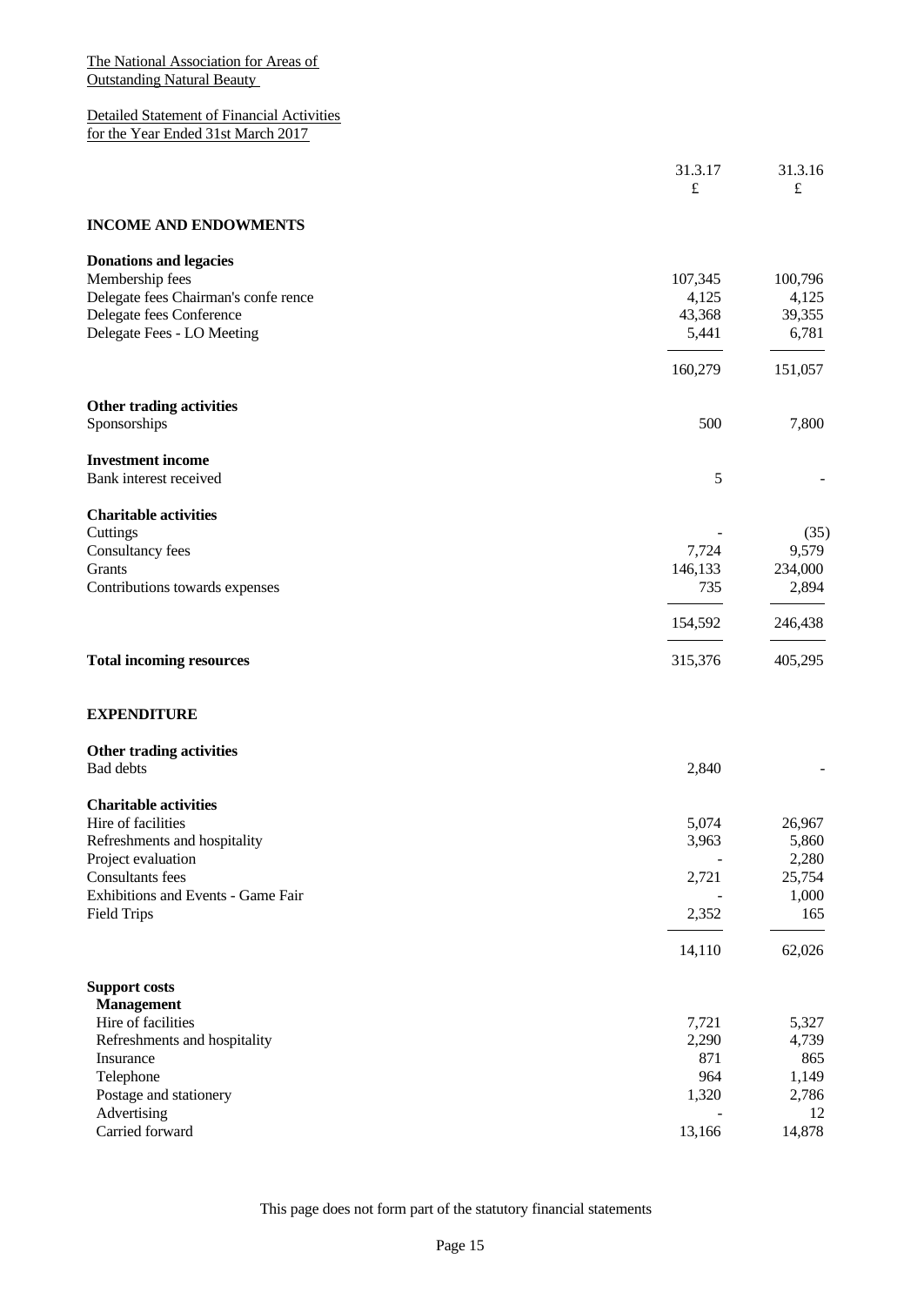The National Association for Areas of Outstanding Natural Beauty

Detailed Statement of Financial Activities
for the Year Ended 31st March 2017

| | 31.3.17 £ | 31.3.16 £ |
|---|---|---|
| **INCOME AND ENDOWMENTS** | | |
| **Donations and legacies** | | |
| Membership fees | 107,345 | 100,796 |
| Delegate fees Chairman's confe rence | 4,125 | 4,125 |
| Delegate fees Conference | 43,368 | 39,355 |
| Delegate Fees - LO Meeting | 5,441 | 6,781 |
| | 160,279 | 151,057 |
| **Other trading activities** | | |
| Sponsorships | 500 | 7,800 |
| **Investment income** | | |
| Bank interest received | 5 | - |
| **Charitable activities** | | |
| Cuttings | - | (35) |
| Consultancy fees | 7,724 | 9,579 |
| Grants | 146,133 | 234,000 |
| Contributions towards expenses | 735 | 2,894 |
| | 154,592 | 246,438 |
| **Total incoming resources** | 315,376 | 405,295 |
| **EXPENDITURE** | | |
| **Other trading activities** | | |
| Bad debts | 2,840 | - |
| **Charitable activities** | | |
| Hire of facilities | 5,074 | 26,967 |
| Refreshments and hospitality | 3,963 | 5,860 |
| Project evaluation | - | 2,280 |
| Consultants fees | 2,721 | 25,754 |
| Exhibitions and Events - Game Fair | - | 1,000 |
| Field Trips | 2,352 | 165 |
| | 14,110 | 62,026 |
| **Support costs** | | |
| **Management** | | |
| Hire of facilities | 7,721 | 5,327 |
| Refreshments and hospitality | 2,290 | 4,739 |
| Insurance | 871 | 865 |
| Telephone | 964 | 1,149 |
| Postage and stationery | 1,320 | 2,786 |
| Advertising | - | 12 |
| Carried forward | 13,166 | 14,878 |

This page does not form part of the statutory financial statements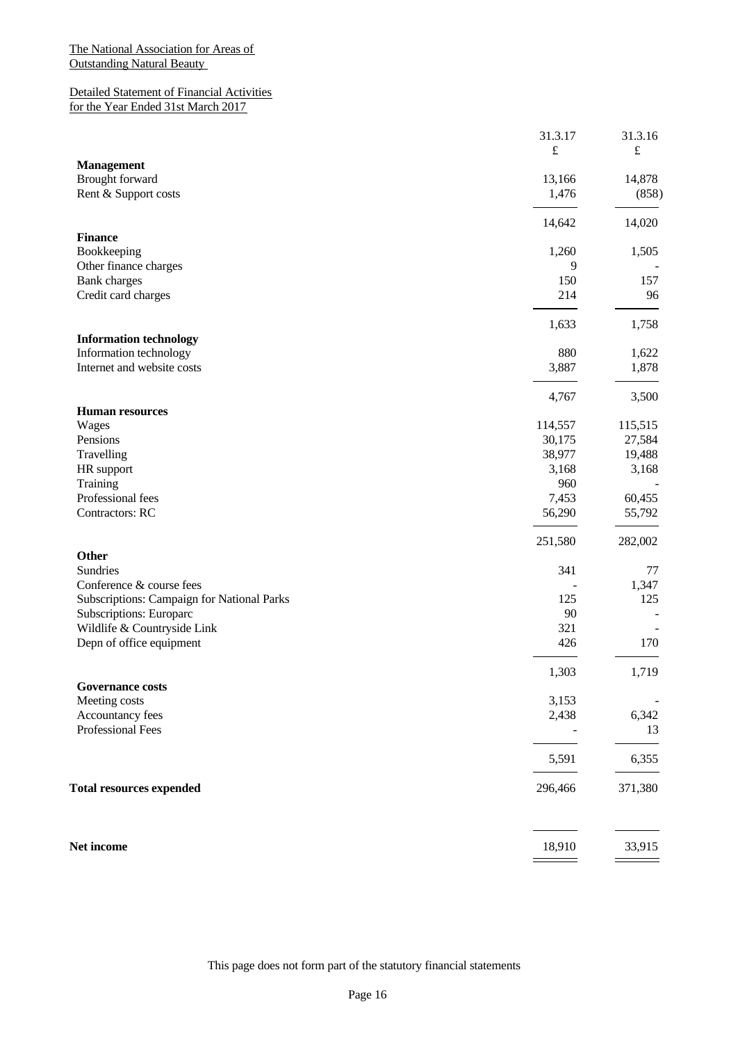The National Association for Areas of Outstanding Natural Beauty

Detailed Statement of Financial Activities
for the Year Ended 31st March 2017

| | 31.3.17 | 31.3.16 |
|---|---|---|
| | £ | £ |
| **Management** | | |
| Brought forward | 13,166 | 14,878 |
| Rent & Support costs | 1,476 | (858) |
| | 14,642 | 14,020 |
| **Finance** | | |
| Bookkeeping | 1,260 | 1,505 |
| Other finance charges | 9 | - |
| Bank charges | 150 | 157 |
| Credit card charges | 214 | 96 |
| | 1,633 | 1,758 |
| **Information technology** | | |
| Information technology | 880 | 1,622 |
| Internet and website costs | 3,887 | 1,878 |
| | 4,767 | 3,500 |
| **Human resources** | | |
| Wages | 114,557 | 115,515 |
| Pensions | 30,175 | 27,584 |
| Travelling | 38,977 | 19,488 |
| HR support | 3,168 | 3,168 |
| Training | 960 | - |
| Professional fees | 7,453 | 60,455 |
| Contractors: RC | 56,290 | 55,792 |
| | 251,580 | 282,002 |
| **Other** | | |
| Sundries | 341 | 77 |
| Conference & course fees | - | 1,347 |
| Subscriptions: Campaign for National Parks | 125 | 125 |
| Subscriptions: Europarc | 90 | - |
| Wildlife & Countryside Link | 321 | - |
| Depn of office equipment | 426 | 170 |
| | 1,303 | 1,719 |
| **Governance costs** | | |
| Meeting costs | 3,153 | - |
| Accountancy fees | 2,438 | 6,342 |
| Professional Fees | - | 13 |
| | 5,591 | 6,355 |
| **Total resources expended** | 296,466 | 371,380 |
| **Net income** | 18,910 | 33,915 |

This page does not form part of the statutory financial statements